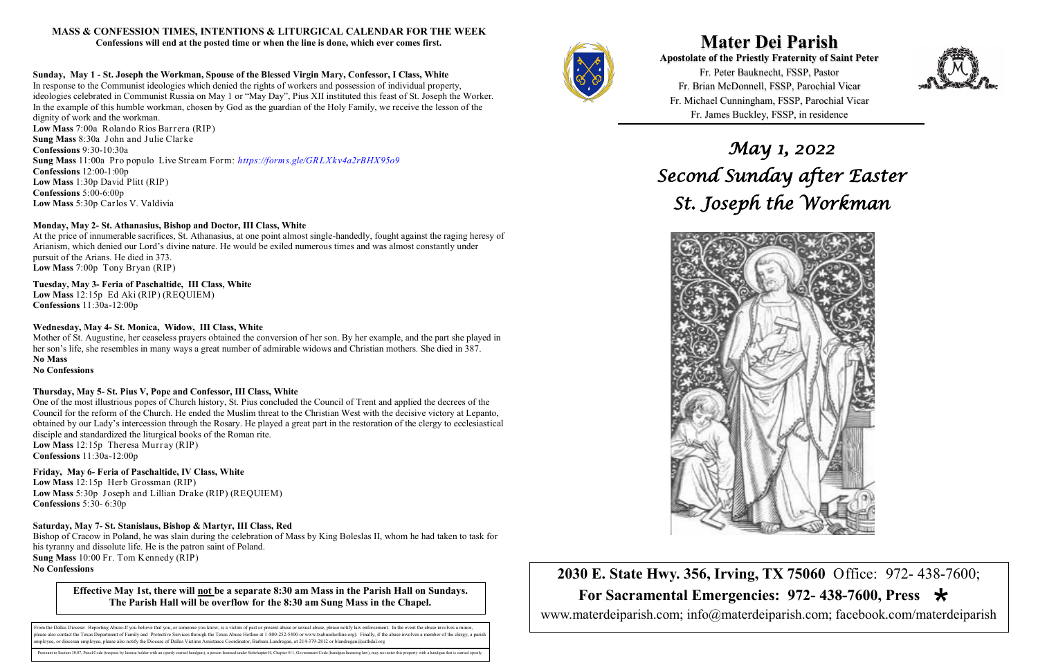### MASS & CONFESSION TIMES, INTENTIONS & LITURGICAL CALENDAR FOR THE WEEK

**Confessions will end at the posted time or when the line is done, which ever comes first.**

**Sunday, May 1 - St. Joseph the Workman, Spouse of the Blessed Virgin Mary, Confessor, I Class, White**

In response to the Communist ideologies which denied the rights of workers and possession of individual property, ideologies celebrated in Communist Russia on May 1 or "May Day", Pius XII instituted this feast of St. Joseph the Worker. In the example of this humble workman, chosen by God as the guardian of the Holy Family, we receive the lesson of the dignity of work and the workman.

**Low Mass** 7:00a Rolando Rios Barrera (RIP)
**Sung Mass** 8:30a John and Julie Clarke
**Confessions** 9:30-10:30a
**Sung Mass** 11:00a Pro populo Live Stream Form: *https://forms.gle/GRLXkv4a2rBHX95o9*
**Confessions** 12:00-1:00p
**Low Mass** 1:30p David Plitt (RIP)
**Confessions** 5:00-6:00p
**Low Mass** 5:30p Carlos V. Valdivia

**Monday, May 2- St. Athanasius, Bishop and Doctor, III Class, White**

At the price of innumerable sacrifices, St. Athanasius, at one point almost single-handedly, fought against the raging heresy of Arianism, which denied our Lord's divine nature. He would be exiled numerous times and was almost constantly under pursuit of the Arians. He died in 373.

**Low Mass** 7:00p Tony Bryan (RIP)

**Tuesday, May 3- Feria of Paschaltide, III Class, White**

**Low Mass** 12:15p Ed Aki (RIP) (REQUIEM)
**Confessions** 11:30a-12:00p

**Wednesday, May 4- St. Monica, Widow, III Class, White**

Mother of St. Augustine, her ceaseless prayers obtained the conversion of her son. By her example, and the part she played in her son's life, she resembles in many ways a great number of admirable widows and Christian mothers. She died in 387.

**No Mass**
**No Confessions**

**Thursday, May 5- St. Pius V, Pope and Confessor, III Class, White**

One of the most illustrious popes of Church history, St. Pius concluded the Council of Trent and applied the decrees of the Council for the reform of the Church. He ended the Muslim threat to the Christian West with the decisive victory at Lepanto, obtained by our Lady's intercession through the Rosary. He played a great part in the restoration of the clergy to ecclesiastical disciple and standardized the liturgical books of the Roman rite.

**Low Mass** 12:15p Theresa Murray (RIP)
**Confessions** 11:30a-12:00p

**Friday, May 6- Feria of Paschaltide, IV Class, White**

**Low Mass** 12:15p Herb Grossman (RIP)
**Low Mass** 5:30p Joseph and Lillian Drake (RIP) (REQUIEM)
**Confessions** 5:30- 6:30p

**Saturday, May 7- St. Stanislaus, Bishop & Martyr, III Class, Red**

Bishop of Cracow in Poland, he was slain during the celebration of Mass by King Boleslas II, whom he had taken to task for his tyranny and dissolute life. He is the patron saint of Poland.

**Sung Mass** 10:00 Fr. Tom Kennedy (RIP)
**No Confessions**

**Effective May 1st, there will not be a separate 8:30 am Mass in the Parish Hall on Sundays. The Parish Hall will be overflow for the 8:30 am Sung Mass in the Chapel.**

From the Dallas Diocese: Reporting Abuse-If you believe that you, or someone you know, is a victim of past or present abuse or sexual abuse, please notify law enforcement. In the event the abuse involves a minor, please also contact the Texas Department of Family and Protective Services through the Texas Abuse Hotline at 1-800-252-5400 or www.txabusehotline.org). Finally, if the abuse involves a member of the clergy, a parish employee, or diocesan employee, please also notify the Diocese of Dallas Victims Assistance Coordinator, Barbara Landregan, at 214-379-2812 or blandregan@cathdal.org

Pursuant to Section 30.07, Penal Code (trespass by license holder with an openly carried handgun), a person licensed under Subchapter H, Chapter 411, Government Code (handgun licensing law), may not enter this property with a handgun that is carried openly.

# Mater Dei Parish

**Apostolate of the Priestly Fraternity of Saint Peter**

Fr. Peter Bauknecht, FSSP, Pastor
Fr. Brian McDonnell, FSSP, Parochial Vicar
Fr. Michael Cunningham, FSSP, Parochial Vicar
Fr. James Buckley, FSSP, in residence

## *May 1, 2022*
## *Second Sunday after Easter*
## *St. Joseph the Workman*

**2030 E. State Hwy. 356, Irving, TX 75060** Office: 972- 438-7600;

**For Sacramental Emergencies: 972- 438-7600, Press \***

www.materdeiparish.com; info@materdeiparish.com; facebook.com/materdeiparish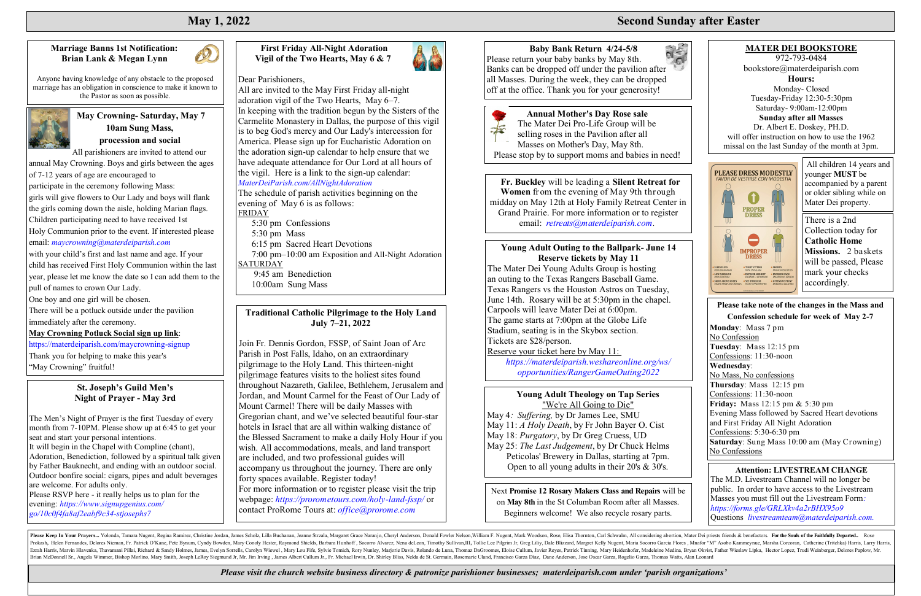# May 1, 2022 — Second Sunday after Easter

### Marriage Banns 1st Notification: Brian Lank & Megan Lynn

Anyone having knowledge of any obstacle to the proposed marriage has an obligation in conscience to make it known to the Pastor as soon as possible.

### May Crowning- Saturday, May 7 10am Sung Mass, procession and social

All parishioners are invited to attend our annual May Crowning. Boys and girls between the ages of 7-12 years of age are encouraged to participate in the ceremony following Mass: girls will give flowers to Our Lady and boys will flank the girls coming down the aisle, holding Marian flags. Children participating need to have received 1st Holy Communion prior to the event. If interested please email: *maycrowning@materdeiparish.com* with your child's first and last name and age. If your child has received First Holy Communion within the last year, please let me know the date so I can add them to the pull of names to crown Our Lady.

One boy and one girl will be chosen.

There will be a potluck outside under the pavilion immediately after the ceremony.

**May Crowning Potluck Social sign up link**: https://materdeiparish.com/maycrowning-signup

Thank you for helping to make this year's "May Crowning" fruitful!

### St. Joseph's Guild Men's Night of Prayer - May 3rd

The Men's Night of Prayer is the first Tuesday of every month from 7-10PM. Please show up at 6:45 to get your seat and start your personal intentions.

It will begin in the Chapel with Compline (chant), Adoration, Benediction, followed by a spiritual talk given by Father Bauknecht, and ending with an outdoor social. Outdoor bonfire social: cigars, pipes and adult beverages are welcome. For adults only.

Please RSVP here - it really helps us to plan for the evening: *https://www.signupgenius.com/go/10c0f4fa8af2eabf9c34-stjosephs7*

### First Friday All-Night Adoration Vigil of the Two Hearts, May 6 & 7

Dear Parishioners,

All are invited to the May First Friday all-night adoration vigil of the Two Hearts, May 6–7. In keeping with the tradition begun by the Sisters of the Carmelite Monastery in Dallas, the purpose of this vigil is to beg God's mercy and Our Lady's intercession for America. Please sign up for Eucharistic Adoration on the adoration sign-up calendar to help ensure that we have adequate attendance for Our Lord at all hours of the vigil. Here is a link to the sign-up calendar: *MaterDeiParish.com/AllNightAdoration*

The schedule of parish activities beginning on the evening of May 6 is as follows:

FRIDAY
- 5:30 pm Confessions
- 5:30 pm Mass
- 6:15 pm Sacred Heart Devotions
- 7:00 pm–10:00 am Exposition and All-Night Adoration

SATURDAY
- 9:45 am Benediction
- 10:00am Sung Mass

### Traditional Catholic Pilgrimage to the Holy Land July 7–21, 2022

Join Fr. Dennis Gordon, FSSP, of Saint Joan of Arc Parish in Post Falls, Idaho, on an extraordinary pilgrimage to the Holy Land. This thirteen-night pilgrimage features visits to the holiest sites found throughout Nazareth, Galilee, Bethlehem, Jerusalem and Jordan, and Mount Carmel for the Feast of Our Lady of Mount Carmel! There will be daily Masses with Gregorian chant, and we've selected beautiful four-star hotels in Israel that are all within walking distance of the Blessed Sacrament to make a daily Holy Hour if you wish. All accommodations, meals, and land transport are included, and two professional guides will accompany us throughout the journey. There are only forty spaces available. Register today!

For more information or to register please visit the trip webpage: *https://prorometours.com/holy-land-fssp/* or contact ProRome Tours at: *office@prorome.com*

### Baby Bank Return 4/24-5/8

Please return your baby banks by May 8th. Banks can be dropped off under the pavilion after all Masses. During the week, they can be dropped off at the office. Thank you for your generosity!

### Annual Mother's Day Rose sale

The Mater Dei Pro-Life Group will be selling roses in the Pavilion after all Masses on Mother's Day, May 8th. Please stop by to support moms and babies in need!

**Fr. Buckley** will be leading a **Silent Retreat for Women** from the evening of May 9th through midday on May 12th at Holy Family Retreat Center in Grand Prairie. For more information or to register email: *retreats@materdeiparish.com*.

### Young Adult Outing to the Ballpark- June 14 Reserve tickets by May 11

The Mater Dei Young Adults Group is hosting an outing to the Texas Rangers Baseball Game. Texas Rangers vs the Houston Astros on Tuesday, June 14th. Rosary will be at 5:30pm in the chapel. Carpools will leave Mater Dei at 6:00pm. The game starts at 7:00pm at the Globe Life Stadium, seating is in the Skybox section. Tickets are $28/person.

Reserve your ticket here by May 11: *https://materdeiparish.weshareonline.org/ws/opportunities/RangerGameOuting2022*

### Young Adult Theology on Tap Series "We're All Going to Die"

- May 4: *Suffering,* by Dr James Lee, SMU
- May 11: *A Holy Death*, by Fr John Bayer O. Cist
- May 18: *Purgatory*, by Dr Greg Cruess, UD
- May 25: *The Last Judgement*, by Dr Chuck Helms

Peticolas' Brewery in Dallas, starting at 7pm. Open to all young adults in their 20's & 30's.

Next **Promise 12 Rosary Makers Class and Repairs** will be on **May 8th** in the St Columban Room after all Masses. Beginners welcome! We also recycle rosary parts.

### MATER DEI BOOKSTORE

972-793-0484
bookstore@materdeiparish.com

**Hours:**
Monday- Closed
Tuesday-Friday 12:30-5:30pm
Saturday- 9:00am-12:00pm
**Sunday after all Masses**

Dr. Albert E. Doskey, PH.D. will offer instruction on how to use the 1962 missal on the last Sunday of the month at 3pm.

PLEASE DRESS MODESTLY
FAVOR DE VESTIRSE CON MODESTIA
PROPER DRESS
IMPROPER DRESS

All children 14 years and younger **MUST** be accompanied by a parent or older sibling while on Mater Dei property.

There is a 2nd Collection today for **Catholic Home Missions.** 2 baskets will be passed, Please mark your checks accordingly.

### Please take note of the changes in the Mass and Confession schedule for week of May 2-7

**Monday**: Mass 7 pm
No Confession

**Tuesday**: Mass 12:15 pm
Confessions: 11:30-noon

**Wednesday**:
No Mass, No confessions

**Thursday**: Mass 12:15 pm
Confessions: 11:30-noon

**Friday:** Mass 12:15 pm & 5:30 pm
Evening Mass followed by Sacred Heart devotions and First Friday All Night Adoration
Confessions: 5:30-6:30 pm

**Saturday**: Sung Mass 10:00 am (May Crowning)
No Confessions

### Attention: LIVESTREAM CHANGE

The M.D. Livestream Channel will no longer be public. In order to have access to the Livestream Masses you must fill out the Livestream Form: *https://forms.gle/GRLXkv4a2rBHX9so9*

Questions *livestreamteam@materdeiparish.com.*

**Please Keep In Your Prayers...** Yolonda, Tamara Nugent, Regina Ramirez, Christine Jordan, James Scholz, Lilla Buchanan, Jeanne Strzala, Margaret Grace Naranjo, Cheryl Anderson, Donald Fowler Nelson,William F. Nugent, Mark Woodson, Rose, Elisa Thornton, Carl Schwalm, All considering abortion, Mater Dei priests friends & benefactors. **For the Souls of the Faithfully Departed..** Rose Prokash, Helen Fernandes, Delores Nieman, Fr. Patrick O'Kane, Pete Bynum, Cyndy Bowden, Mary Conoly Hester, Raymond Shields, Barbara Hunhoff , Socorro Alvarez, Nena deLeon, Timothy Sullivan,III, Tollie Lee Pilgrim Jr, Greg Liliy, Dale Blizzard, Margret Kelly Nugent, Maria Socorro Garcia Flores , Mnafor "M" Asobo Kammeynue, Marsha Corcoran, Catherine (Tritchka) Harris, Larry Harris, Ezrah Harris, Marvin Hlavenka, Thavamani Pillai, Richard & Sandy Holmes, James, Evelyn Sorrells, Carolyn Wiewel , Mary Lou Fife, Sylvie Tomich, Rory Nunley, Marjorie Davis, Rolando de Luna, Thomaz DaGroomes, Eloise Cullum, Javier Reyes, Patrick Tinning, Mary Heidenhofer, Madeleine Medina, Bryan Okvist, Father Wieslaw Lipka, Hector Lopez, Trudi Weinberger, Delores Paplow, Mr. Brian McDonnell Sr., Angela Wimmer, Bishop Morlino, Mary Smith, Joseph LeRoy Siegmund Jr, Mr. Jim Irving , James Albert Cullum Jr., Fr. Michael Irwin, Dr. Shirley Bliss, Nelda de St. Germain, Rosemarie Uland, Francisco Garza Diaz, Dane Anderson, Jose Oscar Garza, Rogelio Garza, Thomas Watts, Alan Leonard

*Please visit the church website business directory & patronize parishioner businesses; materdeiparish.com under 'parish organizations'*